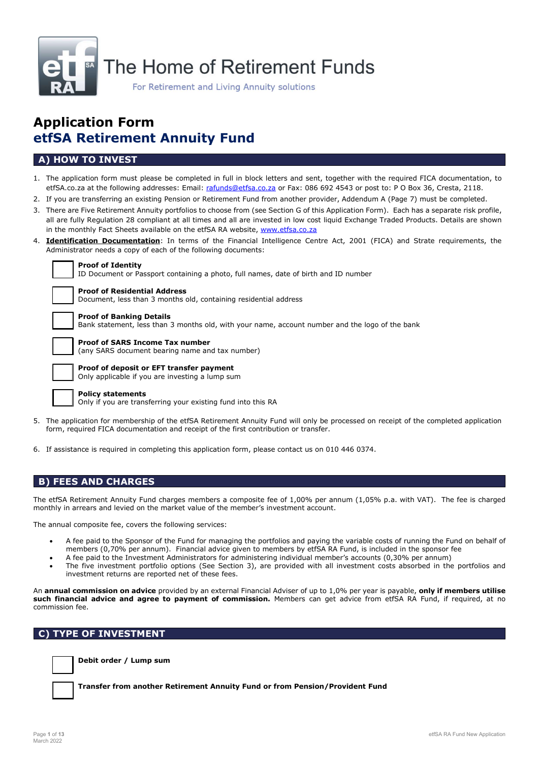The Home of Retirement Funds

For Retirement and Living Annuity solutions

# Application Form
# etfSA Retirement Annuity Fund

## A) HOW TO INVEST

1. The application form must please be completed in full in block letters and sent, together with the required FICA documentation, to etfSA.co.za at the following addresses: Email: rafunds@etfsa.co.za or Fax: 086 692 4543 or post to: P O Box 36, Cresta, 2118.
2. If you are transferring an existing Pension or Retirement Fund from another provider, Addendum A (Page 7) must be completed.
3. There are Five Retirement Annuity portfolios to choose from (see Section G of this Application Form). Each has a separate risk profile, all are fully Regulation 28 compliant at all times and all are invested in low cost liquid Exchange Traded Products. Details are shown in the monthly Fact Sheets available on the etfSA RA website, www.etfsa.co.za
4. **Identification Documentation**: In terms of the Financial Intelligence Centre Act, 2001 (FICA) and Strate requirements, the Administrator needs a copy of each of the following documents:

   - ☐ **Proof of Identity**
     ID Document or Passport containing a photo, full names, date of birth and ID number
   - ☐ **Proof of Residential Address**
     Document, less than 3 months old, containing residential address
   - ☐ **Proof of Banking Details**
     Bank statement, less than 3 months old, with your name, account number and the logo of the bank
   - ☐ **Proof of SARS Income Tax number**
     (any SARS document bearing name and tax number)
   - ☐ **Proof of deposit or EFT transfer payment**
     Only applicable if you are investing a lump sum
   - ☐ **Policy statements**
     Only if you are transferring your existing fund into this RA

5. The application for membership of the etfSA Retirement Annuity Fund will only be processed on receipt of the completed application form, required FICA documentation and receipt of the first contribution or transfer.
6. If assistance is required in completing this application form, please contact us on 010 446 0374.

## B) FEES AND CHARGES

The etfSA Retirement Annuity Fund charges members a composite fee of 1,00% per annum (1,05% p.a. with VAT). The fee is charged monthly in arrears and levied on the market value of the member's investment account.

The annual composite fee, covers the following services:

- A fee paid to the Sponsor of the Fund for managing the portfolios and paying the variable costs of running the Fund on behalf of members (0,70% per annum). Financial advice given to members by etfSA RA Fund, is included in the sponsor fee
- A fee paid to the Investment Administrators for administering individual member's accounts (0,30% per annum)
- The five investment portfolio options (See Section 3), are provided with all investment costs absorbed in the portfolios and investment returns are reported net of these fees.

An **annual commission on advice** provided by an external Financial Adviser of up to 1,0% per year is payable, **only if members utilise such financial advice and agree to payment of commission.** Members can get advice from etfSA RA Fund, if required, at no commission fee.

## C) TYPE OF INVESTMENT

- ☐ **Debit order / Lump sum**
- ☐ **Transfer from another Retirement Annuity Fund or from Pension/Provident Fund**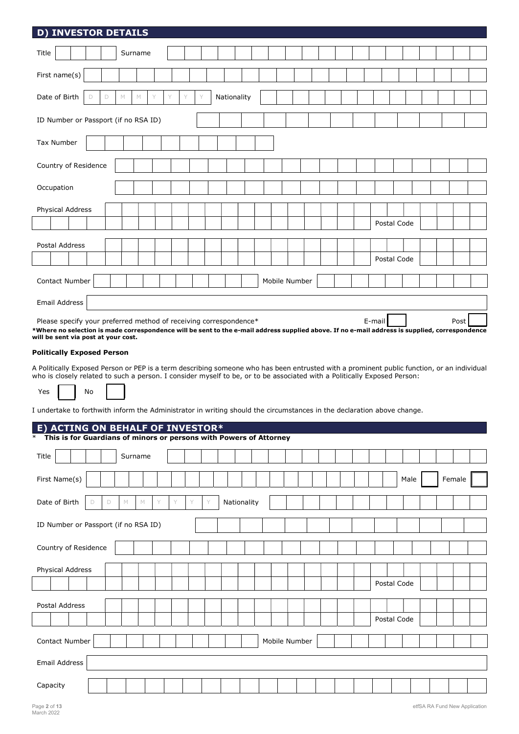## D) INVESTOR DETAILS

Title &nbsp;&nbsp;&nbsp;&nbsp; Surname

First name(s)

Date of Birth D D M M Y Y Y Y &nbsp;&nbsp; Nationality

ID Number or Passport (if no RSA ID)

Tax Number

Country of Residence

Occupation

Physical Address

Postal Code

Postal Address

Postal Code

Contact Number &nbsp;&nbsp;&nbsp;&nbsp; Mobile Number

Email Address

Please specify your preferred method of receiving correspondence* &nbsp;&nbsp; E-mail &nbsp;&nbsp; Post

**\*Where no selection is made correspondence will be sent to the e-mail address supplied above. If no e-mail address is supplied, correspondence will be sent via post at your cost.**

**Politically Exposed Person**

A Politically Exposed Person or PEP is a term describing someone who has been entrusted with a prominent public function, or an individual who is closely related to such a person. I consider myself to be, or to be associated with a Politically Exposed Person:

Yes &nbsp;&nbsp; No

I undertake to forthwith inform the Administrator in writing should the circumstances in the declaration above change.

## E) ACTING ON BEHALF OF INVESTOR*

\* **This is for Guardians of minors or persons with Powers of Attorney**

Title &nbsp;&nbsp;&nbsp;&nbsp; Surname

First Name(s) &nbsp;&nbsp;&nbsp;&nbsp; Male &nbsp;&nbsp; Female

Date of Birth D D M M Y Y Y Y &nbsp;&nbsp; Nationality

ID Number or Passport (if no RSA ID)

Country of Residence

Physical Address

Postal Code

Postal Address

Postal Code

Contact Number &nbsp;&nbsp;&nbsp;&nbsp; Mobile Number

Email Address

Capacity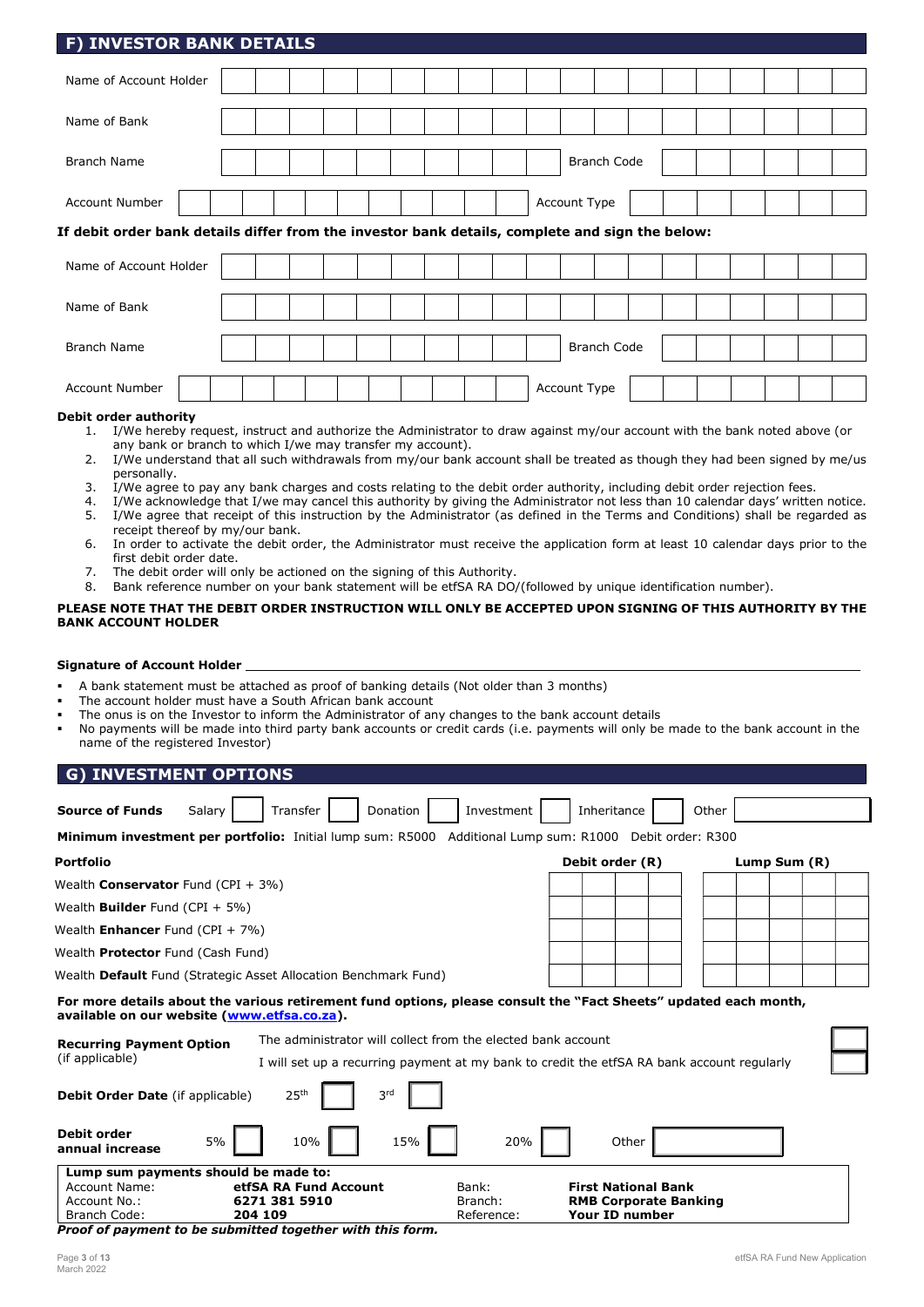## F) INVESTOR BANK DETAILS

| | |
|---|---|
| Name of Account Holder | |
| Name of Bank | |
| Branch Name | Branch Code |
| Account Number | Account Type |

**If debit order bank details differ from the investor bank details, complete and sign the below:**

| | |
|---|---|
| Name of Account Holder | |
| Name of Bank | |
| Branch Name | Branch Code |
| Account Number | Account Type |

**Debit order authority**

1. I/We hereby request, instruct and authorize the Administrator to draw against my/our account with the bank noted above (or any bank or branch to which I/we may transfer my account).
2. I/We understand that all such withdrawals from my/our bank account shall be treated as though they had been signed by me/us personally.
3. I/We agree to pay any bank charges and costs relating to the debit order authority, including debit order rejection fees.
4. I/We acknowledge that I/we may cancel this authority by giving the Administrator not less than 10 calendar days' written notice.
5. I/We agree that receipt of this instruction by the Administrator (as defined in the Terms and Conditions) shall be regarded as receipt thereof by my/our bank.
6. In order to activate the debit order, the Administrator must receive the application form at least 10 calendar days prior to the first debit order date.
7. The debit order will only be actioned on the signing of this Authority.
8. Bank reference number on your bank statement will be etfSA RA DO/(followed by unique identification number).

**PLEASE NOTE THAT THE DEBIT ORDER INSTRUCTION WILL ONLY BE ACCEPTED UPON SIGNING OF THIS AUTHORITY BY THE BANK ACCOUNT HOLDER**

**Signature of Account Holder** ______________________________

- A bank statement must be attached as proof of banking details (Not older than 3 months)
- The account holder must have a South African bank account
- The onus is on the Investor to inform the Administrator of any changes to the bank account details
- No payments will be made into third party bank accounts or credit cards (i.e. payments will only be made to the bank account in the name of the registered Investor)

## G) INVESTMENT OPTIONS

**Source of Funds** Salary ☐ Transfer ☐ Donation ☐ Investment ☐ Inheritance ☐ Other ______

**Minimum investment per portfolio:** Initial lump sum: R5000 Additional Lump sum: R1000 Debit order: R300

| **Portfolio** | **Debit order (R)** | **Lump Sum (R)** |
|---|---|---|
| Wealth **Conservator** Fund (CPI + 3%) | | |
| Wealth **Builder** Fund (CPI + 5%) | | |
| Wealth **Enhancer** Fund (CPI + 7%) | | |
| Wealth **Protector** Fund (Cash Fund) | | |
| Wealth **Default** Fund (Strategic Asset Allocation Benchmark Fund) | | |

**For more details about the various retirement fund options, please consult the "Fact Sheets" updated each month, available on our website (www.etfsa.co.za).**

**Recurring Payment Option** (if applicable)
- The administrator will collect from the elected bank account ☐
- I will set up a recurring payment at my bank to credit the etfSA RA bank account regularly ☐

**Debit Order Date** (if applicable) 25th ☐ 3rd ☐

**Debit order annual increase** 5% ☐ 10% ☐ 15% ☐ 20% ☐ Other ______

| **Lump sum payments should be made to:** | | | |
|---|---|---|---|
| Account Name: | **etfSA RA Fund Account** | Bank: | **First National Bank** |
| Account No.: | **6271 381 5910** | Branch: | **RMB Corporate Banking** |
| Branch Code: | **204 109** | Reference: | **Your ID number** |

***Proof of payment to be submitted together with this form.***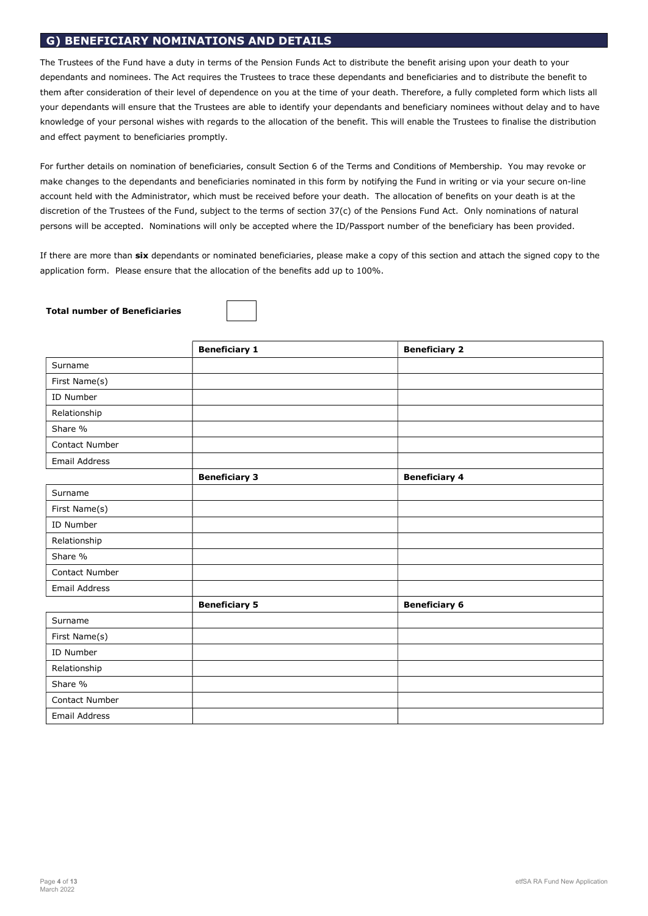## G) BENEFICIARY NOMINATIONS AND DETAILS

The Trustees of the Fund have a duty in terms of the Pension Funds Act to distribute the benefit arising upon your death to your dependants and nominees. The Act requires the Trustees to trace these dependants and beneficiaries and to distribute the benefit to them after consideration of their level of dependence on you at the time of your death. Therefore, a fully completed form which lists all your dependants will ensure that the Trustees are able to identify your dependants and beneficiary nominees without delay and to have knowledge of your personal wishes with regards to the allocation of the benefit. This will enable the Trustees to finalise the distribution and effect payment to beneficiaries promptly.

For further details on nomination of beneficiaries, consult Section 6 of the Terms and Conditions of Membership. You may revoke or make changes to the dependants and beneficiaries nominated in this form by notifying the Fund in writing or via your secure on-line account held with the Administrator, which must be received before your death. The allocation of benefits on your death is at the discretion of the Trustees of the Fund, subject to the terms of section 37(c) of the Pensions Fund Act. Only nominations of natural persons will be accepted. Nominations will only be accepted where the ID/Passport number of the beneficiary has been provided.

If there are more than **six** dependants or nominated beneficiaries, please make a copy of this section and attach the signed copy to the application form. Please ensure that the allocation of the benefits add up to 100%.

**Total number of Beneficiaries** ☐

| | **Beneficiary 1** | **Beneficiary 2** |
|---|---|---|
| Surname | | |
| First Name(s) | | |
| ID Number | | |
| Relationship | | |
| Share % | | |
| Contact Number | | |
| Email Address | | |
| | **Beneficiary 3** | **Beneficiary 4** |
| Surname | | |
| First Name(s) | | |
| ID Number | | |
| Relationship | | |
| Share % | | |
| Contact Number | | |
| Email Address | | |
| | **Beneficiary 5** | **Beneficiary 6** |
| Surname | | |
| First Name(s) | | |
| ID Number | | |
| Relationship | | |
| Share % | | |
| Contact Number | | |
| Email Address | | |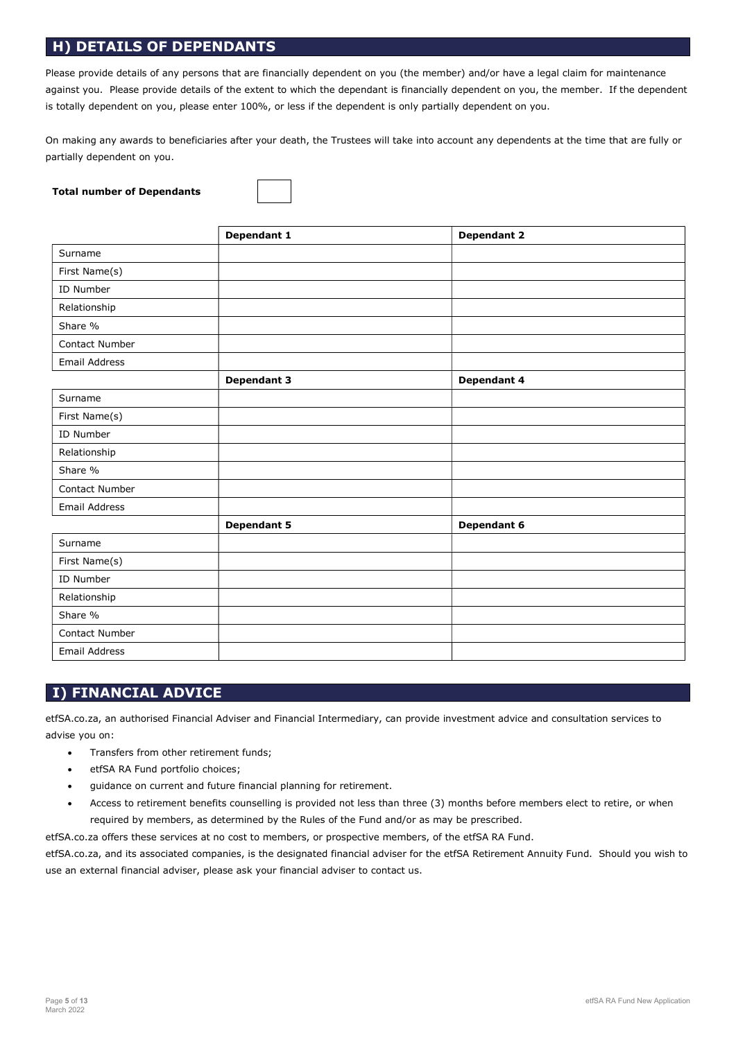## H) DETAILS OF DEPENDANTS

Please provide details of any persons that are financially dependent on you (the member) and/or have a legal claim for maintenance against you. Please provide details of the extent to which the dependant is financially dependent on you, the member. If the dependent is totally dependent on you, please enter 100%, or less if the dependent is only partially dependent on you.

On making any awards to beneficiaries after your death, the Trustees will take into account any dependents at the time that are fully or partially dependent on you.

**Total number of Dependants**

| | **Dependant 1** | **Dependant 2** |
|---|---|---|
| Surname | | |
| First Name(s) | | |
| ID Number | | |
| Relationship | | |
| Share % | | |
| Contact Number | | |
| Email Address | | |
| | **Dependant 3** | **Dependant 4** |
| Surname | | |
| First Name(s) | | |
| ID Number | | |
| Relationship | | |
| Share % | | |
| Contact Number | | |
| Email Address | | |
| | **Dependant 5** | **Dependant 6** |
| Surname | | |
| First Name(s) | | |
| ID Number | | |
| Relationship | | |
| Share % | | |
| Contact Number | | |
| Email Address | | |

## I) FINANCIAL ADVICE

etfSA.co.za, an authorised Financial Adviser and Financial Intermediary, can provide investment advice and consultation services to advise you on:

- Transfers from other retirement funds;
- etfSA RA Fund portfolio choices;
- guidance on current and future financial planning for retirement.
- Access to retirement benefits counselling is provided not less than three (3) months before members elect to retire, or when required by members, as determined by the Rules of the Fund and/or as may be prescribed.

etfSA.co.za offers these services at no cost to members, or prospective members, of the etfSA RA Fund.

etfSA.co.za, and its associated companies, is the designated financial adviser for the etfSA Retirement Annuity Fund. Should you wish to use an external financial adviser, please ask your financial adviser to contact us.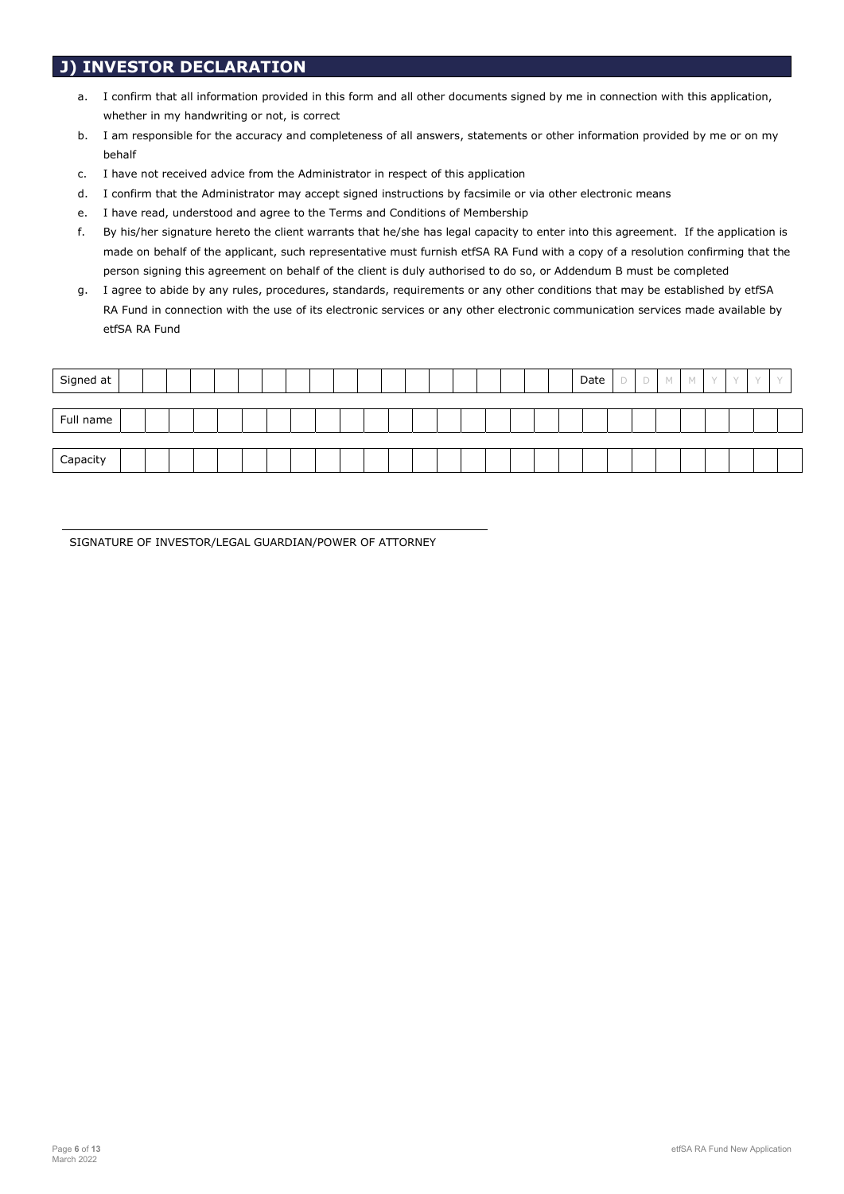## J) INVESTOR DECLARATION

a. I confirm that all information provided in this form and all other documents signed by me in connection with this application, whether in my handwriting or not, is correct
b. I am responsible for the accuracy and completeness of all answers, statements or other information provided by me or on my behalf
c. I have not received advice from the Administrator in respect of this application
d. I confirm that the Administrator may accept signed instructions by facsimile or via other electronic means
e. I have read, understood and agree to the Terms and Conditions of Membership
f. By his/her signature hereto the client warrants that he/she has legal capacity to enter into this agreement. If the application is made on behalf of the applicant, such representative must furnish etfSA RA Fund with a copy of a resolution confirming that the person signing this agreement on behalf of the client is duly authorised to do so, or Addendum B must be completed
g. I agree to abide by any rules, procedures, standards, requirements or any other conditions that may be established by etfSA RA Fund in connection with the use of its electronic services or any other electronic communication services made available by etfSA RA Fund

| Signed at | | Date | D | D | M | M | Y | Y | Y | Y |
|---|---|---|---|---|---|---|---|---|---|---|

| Full name | |
|---|---|

| Capacity | |
|---|---|

SIGNATURE OF INVESTOR/LEGAL GUARDIAN/POWER OF ATTORNEY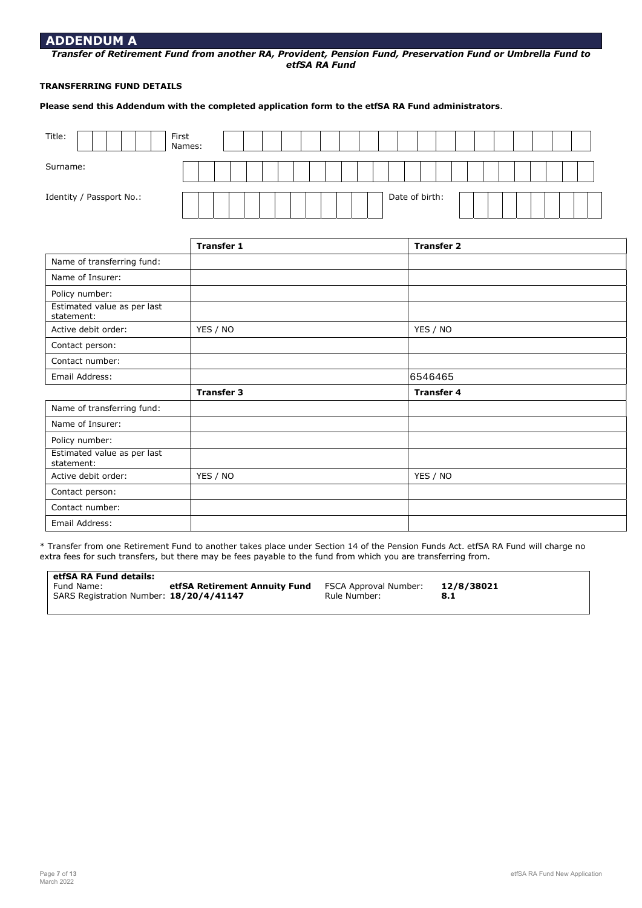## ADDENDUM A

***Transfer of Retirement Fund from another RA, Provident, Pension Fund, Preservation Fund or Umbrella Fund to etfSA RA Fund***

**TRANSFERRING FUND DETAILS**

**Please send this Addendum with the completed application form to the etfSA RA Fund administrators**.

| Title: | | First Names: | |
|---|---|---|---|
| Surname: | | | |
| Identity / Passport No.: | | Date of birth: | |

| | **Transfer 1** | **Transfer 2** |
|---|---|---|
| Name of transferring fund: | | |
| Name of Insurer: | | |
| Policy number: | | |
| Estimated value as per last statement: | | |
| Active debit order: | YES / NO | YES / NO |
| Contact person: | | |
| Contact number: | | |
| Email Address: | | 6546465 |
| | **Transfer 3** | **Transfer 4** |
| Name of transferring fund: | | |
| Name of Insurer: | | |
| Policy number: | | |
| Estimated value as per last statement: | | |
| Active debit order: | YES / NO | YES / NO |
| Contact person: | | |
| Contact number: | | |
| Email Address: | | |

* Transfer from one Retirement Fund to another takes place under Section 14 of the Pension Funds Act. etfSA RA Fund will charge no extra fees for such transfers, but there may be fees payable to the fund from which you are transferring from.

**etfSA RA Fund details:**

| | | | |
|---|---|---|---|
| Fund Name: | **etfSA Retirement Annuity Fund** | FSCA Approval Number: | **12/8/38021** |
| SARS Registration Number: | **18/20/4/41147** | Rule Number: | **8.1** |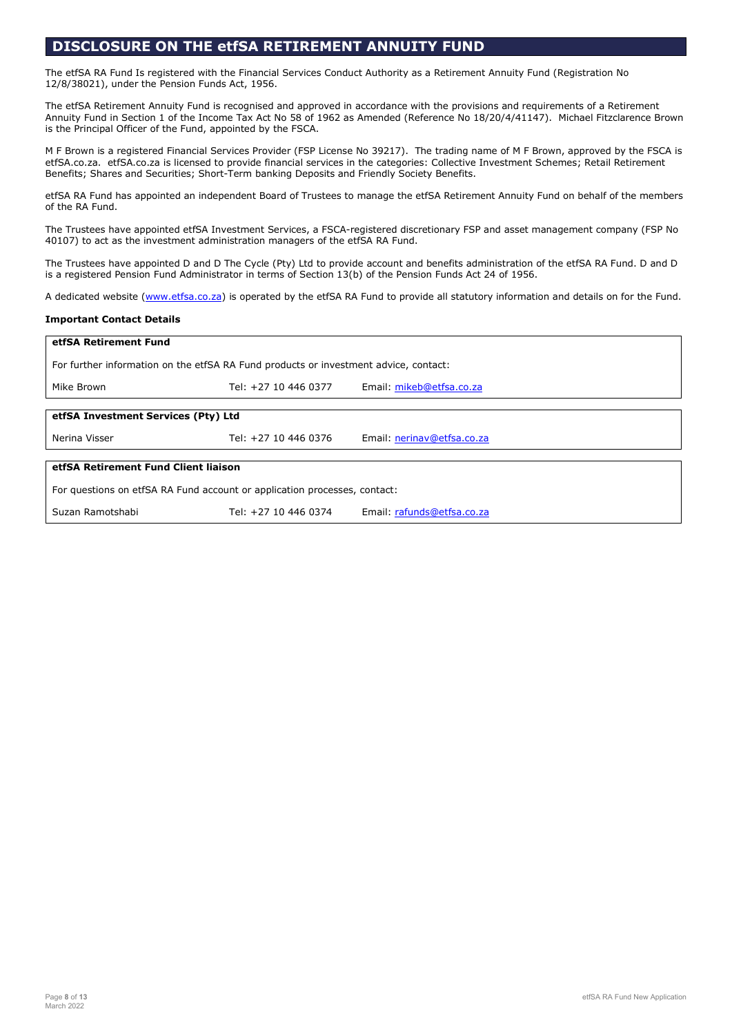# DISCLOSURE ON THE etfSA RETIREMENT ANNUITY FUND

The etfSA RA Fund Is registered with the Financial Services Conduct Authority as a Retirement Annuity Fund (Registration No 12/8/38021), under the Pension Funds Act, 1956.

The etfSA Retirement Annuity Fund is recognised and approved in accordance with the provisions and requirements of a Retirement Annuity Fund in Section 1 of the Income Tax Act No 58 of 1962 as Amended (Reference No 18/20/4/41147). Michael Fitzclarence Brown is the Principal Officer of the Fund, appointed by the FSCA.

M F Brown is a registered Financial Services Provider (FSP License No 39217). The trading name of M F Brown, approved by the FSCA is etfSA.co.za. etfSA.co.za is licensed to provide financial services in the categories: Collective Investment Schemes; Retail Retirement Benefits; Shares and Securities; Short-Term banking Deposits and Friendly Society Benefits.

etfSA RA Fund has appointed an independent Board of Trustees to manage the etfSA Retirement Annuity Fund on behalf of the members of the RA Fund.

The Trustees have appointed etfSA Investment Services, a FSCA-registered discretionary FSP and asset management company (FSP No 40107) to act as the investment administration managers of the etfSA RA Fund.

The Trustees have appointed D and D The Cycle (Pty) Ltd to provide account and benefits administration of the etfSA RA Fund. D and D is a registered Pension Fund Administrator in terms of Section 13(b) of the Pension Funds Act 24 of 1956.

A dedicated website (www.etfsa.co.za) is operated by the etfSA RA Fund to provide all statutory information and details on for the Fund.

**Important Contact Details**

| **etfSA Retirement Fund** | | |
|---|---|---|
| For further information on the etfSA RA Fund products or investment advice, contact: | | |
| Mike Brown | Tel: +27 10 446 0377 | Email: mikeb@etfsa.co.za |

| **etfSA Investment Services (Pty) Ltd** | | |
|---|---|---|
| Nerina Visser | Tel: +27 10 446 0376 | Email: nerinav@etfsa.co.za |

| **etfSA Retirement Fund Client liaison** | | |
|---|---|---|
| For questions on etfSA RA Fund account or application processes, contact: | | |
| Suzan Ramotshabi | Tel: +27 10 446 0374 | Email: rafunds@etfsa.co.za |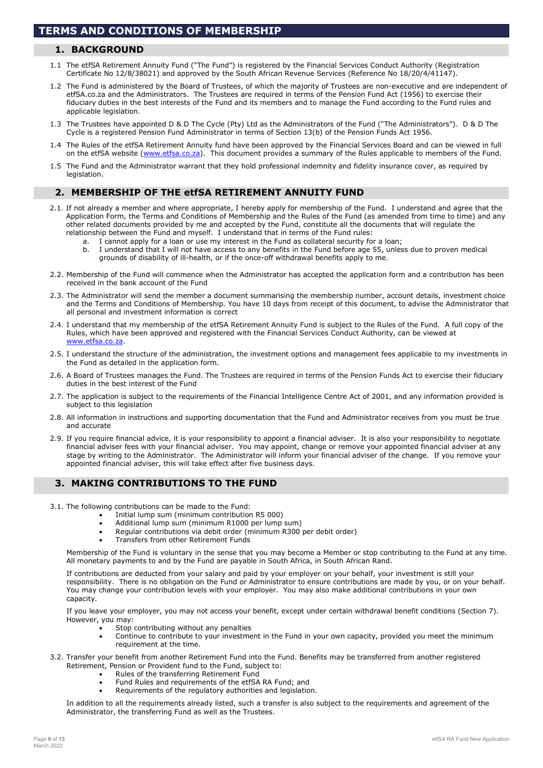# TERMS AND CONDITIONS OF MEMBERSHIP

## 1. BACKGROUND

1.1 The etfSA Retirement Annuity Fund ("The Fund") is registered by the Financial Services Conduct Authority (Registration Certificate No 12/8/38021) and approved by the South African Revenue Services (Reference No 18/20/4/41147).

1.2 The Fund is administered by the Board of Trustees, of which the majority of Trustees are non-executive and are independent of etfSA.co.za and the Administrators. The Trustees are required in terms of the Pension Fund Act (1956) to exercise their fiduciary duties in the best interests of the Fund and its members and to manage the Fund according to the Fund rules and applicable legislation.

1.3 The Trustees have appointed D & D The Cycle (Pty) Ltd as the Administrators of the Fund ("The Administrators"). D & D The Cycle is a registered Pension Fund Administrator in terms of Section 13(b) of the Pension Funds Act 1956.

1.4 The Rules of the etfSA Retirement Annuity fund have been approved by the Financial Services Board and can be viewed in full on the etfSA website (www.etfsa.co.za). This document provides a summary of the Rules applicable to members of the Fund.

1.5 The Fund and the Administrator warrant that they hold professional indemnity and fidelity insurance cover, as required by legislation.

## 2. MEMBERSHIP OF THE etfSA RETIREMENT ANNUITY FUND

2.1. If not already a member and where appropriate, I hereby apply for membership of the Fund. I understand and agree that the Application Form, the Terms and Conditions of Membership and the Rules of the Fund (as amended from time to time) and any other related documents provided by me and accepted by the Fund, constitute all the documents that will regulate the relationship between the Fund and myself. I understand that in terms of the Fund rules:

   a. I cannot apply for a loan or use my interest in the Fund as collateral security for a loan;
   b. I understand that I will not have access to any benefits in the Fund before age 55, unless due to proven medical grounds of disability of ill-health, or if the once-off withdrawal benefits apply to me.

2.2. Membership of the Fund will commence when the Administrator has accepted the application form and a contribution has been received in the bank account of the Fund

2.3. The Administrator will send the member a document summarising the membership number, account details, investment choice and the Terms and Conditions of Membership. You have 10 days from receipt of this document, to advise the Administrator that all personal and investment information is correct

2.4. I understand that my membership of the etfSA Retirement Annuity Fund is subject to the Rules of the Fund. A full copy of the Rules, which have been approved and registered with the Financial Services Conduct Authority, can be viewed at www.etfsa.co.za.

2.5. I understand the structure of the administration, the investment options and management fees applicable to my investments in the Fund as detailed in the application form.

2.6. A Board of Trustees manages the Fund. The Trustees are required in terms of the Pension Funds Act to exercise their fiduciary duties in the best interest of the Fund

2.7. The application is subject to the requirements of the Financial Intelligence Centre Act of 2001, and any information provided is subject to this legislation

2.8. All information in instructions and supporting documentation that the Fund and Administrator receives from you must be true and accurate

2.9. If you require financial advice, it is your responsibility to appoint a financial adviser. It is also your responsibility to negotiate financial adviser fees with your financial adviser. You may appoint, change or remove your appointed financial adviser at any stage by writing to the Administrator. The Administrator will inform your financial adviser of the change. If you remove your appointed financial adviser, this will take effect after five business days.

## 3. MAKING CONTRIBUTIONS TO THE FUND

3.1. The following contributions can be made to the Fund:

- Initial lump sum (minimum contribution R5 000)
- Additional lump sum (minimum R1000 per lump sum)
- Regular contributions via debit order (minimum R300 per debit order)
- Transfers from other Retirement Funds

Membership of the Fund is voluntary in the sense that you may become a Member or stop contributing to the Fund at any time. All monetary payments to and by the Fund are payable in South Africa, in South African Rand.

If contributions are deducted from your salary and paid by your employer on your behalf, your investment is still your responsibility. There is no obligation on the Fund or Administrator to ensure contributions are made by you, or on your behalf. You may change your contribution levels with your employer. You may also make additional contributions in your own capacity.

If you leave your employer, you may not access your benefit, except under certain withdrawal benefit conditions (Section 7). However, you may:

- Stop contributing without any penalties
- Continue to contribute to your investment in the Fund in your own capacity, provided you meet the minimum requirement at the time.

3.2. Transfer your benefit from another Retirement Fund into the Fund. Benefits may be transferred from another registered Retirement, Pension or Provident fund to the Fund, subject to:

- Rules of the transferring Retirement Fund
- Fund Rules and requirements of the etfSA RA Fund; and
- Requirements of the regulatory authorities and legislation.

In addition to all the requirements already listed, such a transfer is also subject to the requirements and agreement of the Administrator, the transferring Fund as well as the Trustees.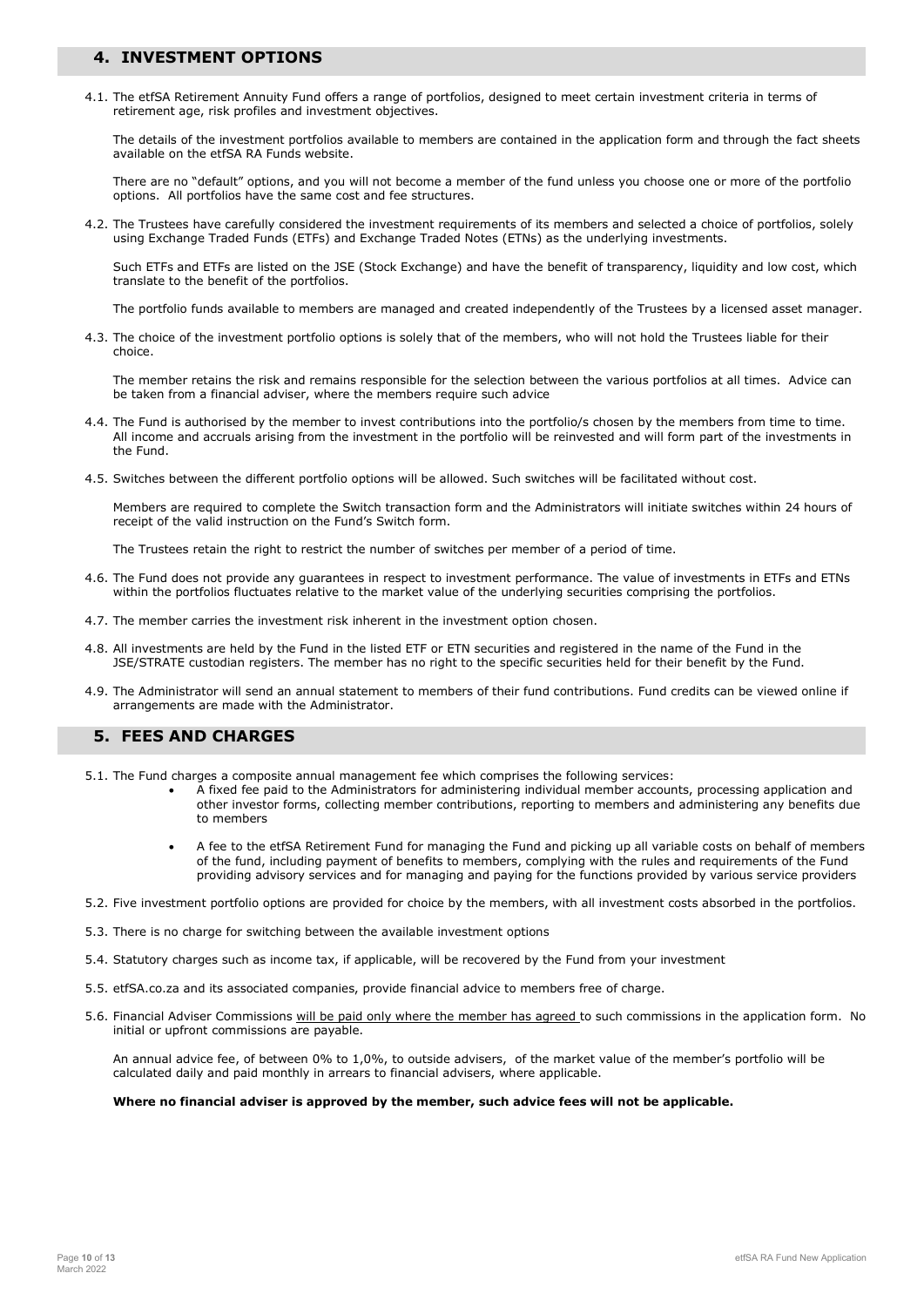## 4. INVESTMENT OPTIONS

4.1. The etfSA Retirement Annuity Fund offers a range of portfolios, designed to meet certain investment criteria in terms of retirement age, risk profiles and investment objectives.

The details of the investment portfolios available to members are contained in the application form and through the fact sheets available on the etfSA RA Funds website.

There are no "default" options, and you will not become a member of the fund unless you choose one or more of the portfolio options. All portfolios have the same cost and fee structures.

4.2. The Trustees have carefully considered the investment requirements of its members and selected a choice of portfolios, solely using Exchange Traded Funds (ETFs) and Exchange Traded Notes (ETNs) as the underlying investments.

Such ETFs and ETFs are listed on the JSE (Stock Exchange) and have the benefit of transparency, liquidity and low cost, which translate to the benefit of the portfolios.

The portfolio funds available to members are managed and created independently of the Trustees by a licensed asset manager.

4.3. The choice of the investment portfolio options is solely that of the members, who will not hold the Trustees liable for their choice.

The member retains the risk and remains responsible for the selection between the various portfolios at all times. Advice can be taken from a financial adviser, where the members require such advice

4.4. The Fund is authorised by the member to invest contributions into the portfolio/s chosen by the members from time to time. All income and accruals arising from the investment in the portfolio will be reinvested and will form part of the investments in the Fund.

4.5. Switches between the different portfolio options will be allowed. Such switches will be facilitated without cost.

Members are required to complete the Switch transaction form and the Administrators will initiate switches within 24 hours of receipt of the valid instruction on the Fund's Switch form.

The Trustees retain the right to restrict the number of switches per member of a period of time.

4.6. The Fund does not provide any guarantees in respect to investment performance. The value of investments in ETFs and ETNs within the portfolios fluctuates relative to the market value of the underlying securities comprising the portfolios.

4.7. The member carries the investment risk inherent in the investment option chosen.

4.8. All investments are held by the Fund in the listed ETF or ETN securities and registered in the name of the Fund in the JSE/STRATE custodian registers. The member has no right to the specific securities held for their benefit by the Fund.

4.9. The Administrator will send an annual statement to members of their fund contributions. Fund credits can be viewed online if arrangements are made with the Administrator.

## 5. FEES AND CHARGES

5.1. The Fund charges a composite annual management fee which comprises the following services:

- A fixed fee paid to the Administrators for administering individual member accounts, processing application and other investor forms, collecting member contributions, reporting to members and administering any benefits due to members

- A fee to the etfSA Retirement Fund for managing the Fund and picking up all variable costs on behalf of members of the fund, including payment of benefits to members, complying with the rules and requirements of the Fund providing advisory services and for managing and paying for the functions provided by various service providers

5.2. Five investment portfolio options are provided for choice by the members, with all investment costs absorbed in the portfolios.

5.3. There is no charge for switching between the available investment options

5.4. Statutory charges such as income tax, if applicable, will be recovered by the Fund from your investment

5.5. etfSA.co.za and its associated companies, provide financial advice to members free of charge.

5.6. Financial Adviser Commissions will be paid only where the member has agreed to such commissions in the application form. No initial or upfront commissions are payable.

An annual advice fee, of between 0% to 1,0%, to outside advisers, of the market value of the member's portfolio will be calculated daily and paid monthly in arrears to financial advisers, where applicable.

**Where no financial adviser is approved by the member, such advice fees will not be applicable.**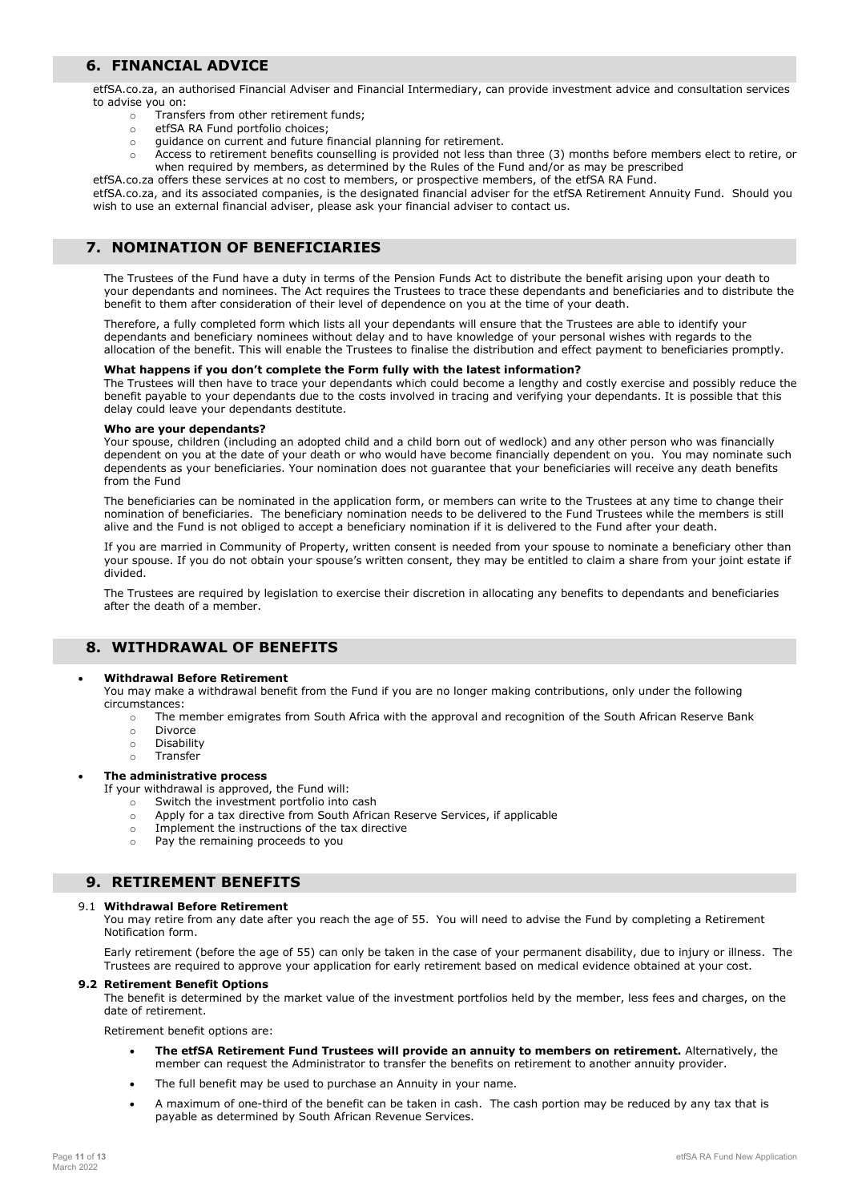## 6. FINANCIAL ADVICE

etfSA.co.za, an authorised Financial Adviser and Financial Intermediary, can provide investment advice and consultation services to advise you on:

- Transfers from other retirement funds;
- etfSA RA Fund portfolio choices;
- guidance on current and future financial planning for retirement.
- Access to retirement benefits counselling is provided not less than three (3) months before members elect to retire, or when required by members, as determined by the Rules of the Fund and/or as may be prescribed

etfSA.co.za offers these services at no cost to members, or prospective members, of the etfSA RA Fund.

etfSA.co.za, and its associated companies, is the designated financial adviser for the etfSA Retirement Annuity Fund. Should you wish to use an external financial adviser, please ask your financial adviser to contact us.

## 7. NOMINATION OF BENEFICIARIES

The Trustees of the Fund have a duty in terms of the Pension Funds Act to distribute the benefit arising upon your death to your dependants and nominees. The Act requires the Trustees to trace these dependants and beneficiaries and to distribute the benefit to them after consideration of their level of dependence on you at the time of your death.

Therefore, a fully completed form which lists all your dependants will ensure that the Trustees are able to identify your dependants and beneficiary nominees without delay and to have knowledge of your personal wishes with regards to the allocation of the benefit. This will enable the Trustees to finalise the distribution and effect payment to beneficiaries promptly.

**What happens if you don't complete the Form fully with the latest information?**

The Trustees will then have to trace your dependants which could become a lengthy and costly exercise and possibly reduce the benefit payable to your dependants due to the costs involved in tracing and verifying your dependants. It is possible that this delay could leave your dependants destitute.

**Who are your dependants?**

Your spouse, children (including an adopted child and a child born out of wedlock) and any other person who was financially dependent on you at the date of your death or who would have become financially dependent on you. You may nominate such dependents as your beneficiaries. Your nomination does not guarantee that your beneficiaries will receive any death benefits from the Fund

The beneficiaries can be nominated in the application form, or members can write to the Trustees at any time to change their nomination of beneficiaries. The beneficiary nomination needs to be delivered to the Fund Trustees while the members is still alive and the Fund is not obliged to accept a beneficiary nomination if it is delivered to the Fund after your death.

If you are married in Community of Property, written consent is needed from your spouse to nominate a beneficiary other than your spouse. If you do not obtain your spouse's written consent, they may be entitled to claim a share from your joint estate if divided.

The Trustees are required by legislation to exercise their discretion in allocating any benefits to dependants and beneficiaries after the death of a member.

## 8. WITHDRAWAL OF BENEFITS

- **Withdrawal Before Retirement**
  You may make a withdrawal benefit from the Fund if you are no longer making contributions, only under the following circumstances:
  - The member emigrates from South Africa with the approval and recognition of the South African Reserve Bank
  - Divorce
  - Disability
  - Transfer
- **The administrative process**
  If your withdrawal is approved, the Fund will:
  - Switch the investment portfolio into cash
  - Apply for a tax directive from South African Reserve Services, if applicable
  - Implement the instructions of the tax directive
  - Pay the remaining proceeds to you

## 9. RETIREMENT BENEFITS

### 9.1 Withdrawal Before Retirement

You may retire from any date after you reach the age of 55. You will need to advise the Fund by completing a Retirement Notification form.

Early retirement (before the age of 55) can only be taken in the case of your permanent disability, due to injury or illness. The Trustees are required to approve your application for early retirement based on medical evidence obtained at your cost.

### 9.2 Retirement Benefit Options

The benefit is determined by the market value of the investment portfolios held by the member, less fees and charges, on the date of retirement.

Retirement benefit options are:

- **The etfSA Retirement Fund Trustees will provide an annuity to members on retirement.** Alternatively, the member can request the Administrator to transfer the benefits on retirement to another annuity provider.
- The full benefit may be used to purchase an Annuity in your name.
- A maximum of one-third of the benefit can be taken in cash. The cash portion may be reduced by any tax that is payable as determined by South African Revenue Services.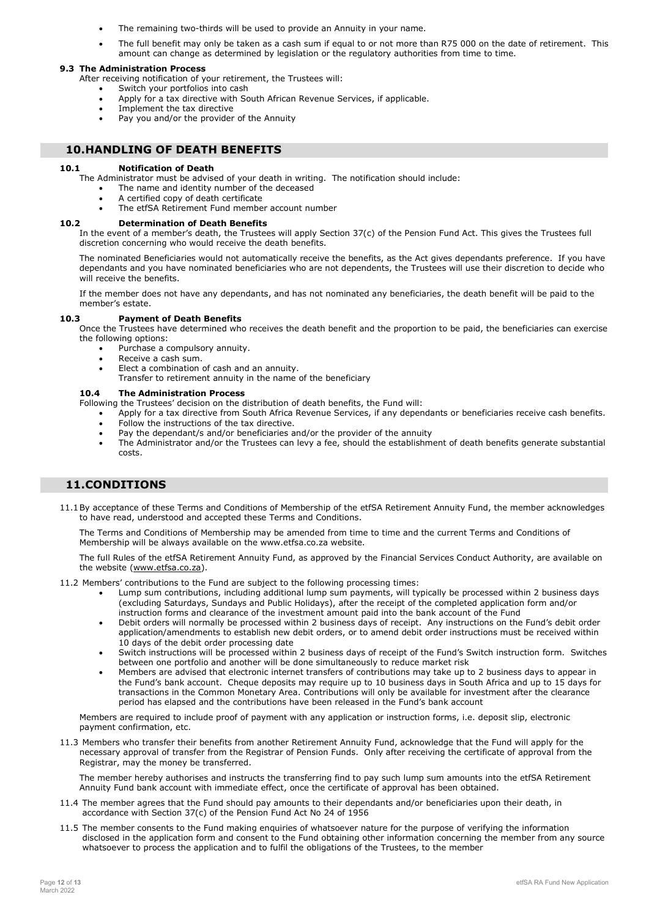- The remaining two-thirds will be used to provide an Annuity in your name.
- The full benefit may only be taken as a cash sum if equal to or not more than R75 000 on the date of retirement. This amount can change as determined by legislation or the regulatory authorities from time to time.

### 9.3 The Administration Process

After receiving notification of your retirement, the Trustees will:

- Switch your portfolios into cash
- Apply for a tax directive with South African Revenue Services, if applicable.
- Implement the tax directive
- Pay you and/or the provider of the Annuity

## 10. HANDLING OF DEATH BENEFITS

### 10.1 Notification of Death

The Administrator must be advised of your death in writing. The notification should include:

- The name and identity number of the deceased
- A certified copy of death certificate
- The etfSA Retirement Fund member account number

### 10.2 Determination of Death Benefits

In the event of a member's death, the Trustees will apply Section 37(c) of the Pension Fund Act. This gives the Trustees full discretion concerning who would receive the death benefits.

The nominated Beneficiaries would not automatically receive the benefits, as the Act gives dependants preference. If you have dependants and you have nominated beneficiaries who are not dependents, the Trustees will use their discretion to decide who will receive the benefits.

If the member does not have any dependants, and has not nominated any beneficiaries, the death benefit will be paid to the member's estate.

### 10.3 Payment of Death Benefits

Once the Trustees have determined who receives the death benefit and the proportion to be paid, the beneficiaries can exercise the following options:

- Purchase a compulsory annuity.
- Receive a cash sum.
- Elect a combination of cash and an annuity.
  Transfer to retirement annuity in the name of the beneficiary

### 10.4 The Administration Process

Following the Trustees' decision on the distribution of death benefits, the Fund will:

- Apply for a tax directive from South Africa Revenue Services, if any dependants or beneficiaries receive cash benefits.
- Follow the instructions of the tax directive.
- Pay the dependant/s and/or beneficiaries and/or the provider of the annuity
- The Administrator and/or the Trustees can levy a fee, should the establishment of death benefits generate substantial costs.

## 11. CONDITIONS

11.1 By acceptance of these Terms and Conditions of Membership of the etfSA Retirement Annuity Fund, the member acknowledges to have read, understood and accepted these Terms and Conditions.

The Terms and Conditions of Membership may be amended from time to time and the current Terms and Conditions of Membership will be always available on the www.etfsa.co.za website.

The full Rules of the etfSA Retirement Annuity Fund, as approved by the Financial Services Conduct Authority, are available on the website (www.etfsa.co.za).

11.2 Members' contributions to the Fund are subject to the following processing times:

- Lump sum contributions, including additional lump sum payments, will typically be processed within 2 business days (excluding Saturdays, Sundays and Public Holidays), after the receipt of the completed application form and/or instruction forms and clearance of the investment amount paid into the bank account of the Fund
- Debit orders will normally be processed within 2 business days of receipt. Any instructions on the Fund's debit order application/amendments to establish new debit orders, or to amend debit order instructions must be received within 10 days of the debit order processing date
- Switch instructions will be processed within 2 business days of receipt of the Fund's Switch instruction form. Switches between one portfolio and another will be done simultaneously to reduce market risk
- Members are advised that electronic internet transfers of contributions may take up to 2 business days to appear in the Fund's bank account. Cheque deposits may require up to 10 business days in South Africa and up to 15 days for transactions in the Common Monetary Area. Contributions will only be available for investment after the clearance period has elapsed and the contributions have been released in the Fund's bank account

Members are required to include proof of payment with any application or instruction forms, i.e. deposit slip, electronic payment confirmation, etc.

11.3 Members who transfer their benefits from another Retirement Annuity Fund, acknowledge that the Fund will apply for the necessary approval of transfer from the Registrar of Pension Funds. Only after receiving the certificate of approval from the Registrar, may the money be transferred.

The member hereby authorises and instructs the transferring find to pay such lump sum amounts into the etfSA Retirement Annuity Fund bank account with immediate effect, once the certificate of approval has been obtained.

11.4 The member agrees that the Fund should pay amounts to their dependants and/or beneficiaries upon their death, in accordance with Section 37(c) of the Pension Fund Act No 24 of 1956

11.5 The member consents to the Fund making enquiries of whatsoever nature for the purpose of verifying the information disclosed in the application form and consent to the Fund obtaining other information concerning the member from any source whatsoever to process the application and to fulfil the obligations of the Trustees, to the member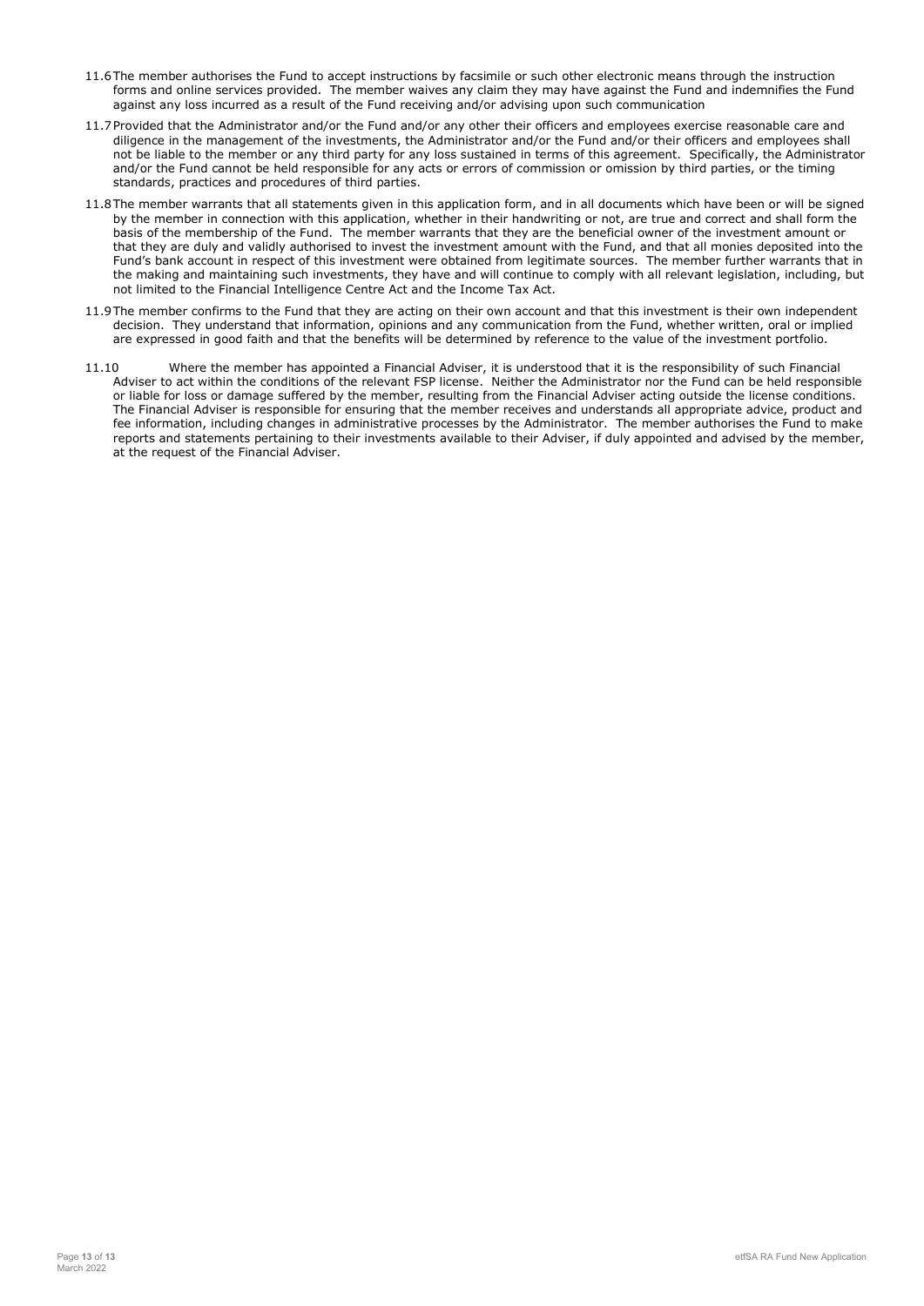11.6 The member authorises the Fund to accept instructions by facsimile or such other electronic means through the instruction forms and online services provided. The member waives any claim they may have against the Fund and indemnifies the Fund against any loss incurred as a result of the Fund receiving and/or advising upon such communication

11.7 Provided that the Administrator and/or the Fund and/or any other their officers and employees exercise reasonable care and diligence in the management of the investments, the Administrator and/or the Fund and/or their officers and employees shall not be liable to the member or any third party for any loss sustained in terms of this agreement. Specifically, the Administrator and/or the Fund cannot be held responsible for any acts or errors of commission or omission by third parties, or the timing standards, practices and procedures of third parties.

11.8 The member warrants that all statements given in this application form, and in all documents which have been or will be signed by the member in connection with this application, whether in their handwriting or not, are true and correct and shall form the basis of the membership of the Fund. The member warrants that they are the beneficial owner of the investment amount or that they are duly and validly authorised to invest the investment amount with the Fund, and that all monies deposited into the Fund's bank account in respect of this investment were obtained from legitimate sources. The member further warrants that in the making and maintaining such investments, they have and will continue to comply with all relevant legislation, including, but not limited to the Financial Intelligence Centre Act and the Income Tax Act.

11.9 The member confirms to the Fund that they are acting on their own account and that this investment is their own independent decision. They understand that information, opinions and any communication from the Fund, whether written, oral or implied are expressed in good faith and that the benefits will be determined by reference to the value of the investment portfolio.

11.10 Where the member has appointed a Financial Adviser, it is understood that it is the responsibility of such Financial Adviser to act within the conditions of the relevant FSP license. Neither the Administrator nor the Fund can be held responsible or liable for loss or damage suffered by the member, resulting from the Financial Adviser acting outside the license conditions. The Financial Adviser is responsible for ensuring that the member receives and understands all appropriate advice, product and fee information, including changes in administrative processes by the Administrator. The member authorises the Fund to make reports and statements pertaining to their investments available to their Adviser, if duly appointed and advised by the member, at the request of the Financial Adviser.